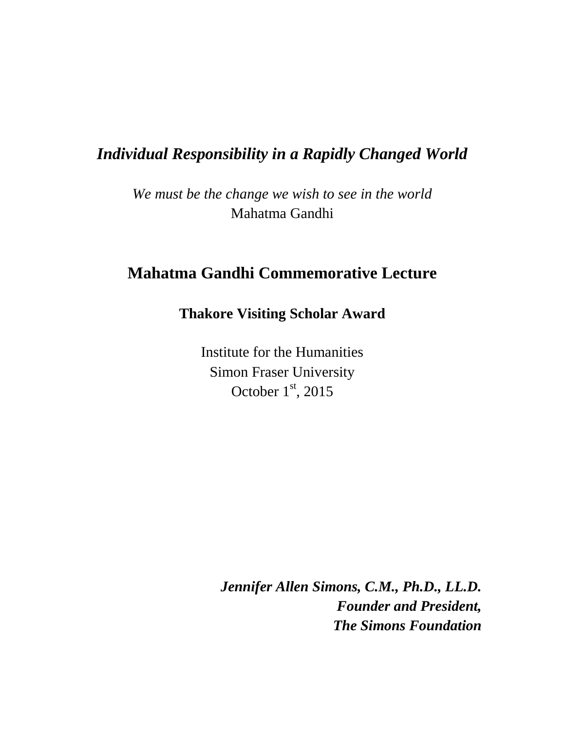# *Individual Responsibility in a Rapidly Changed World*

*We must be the change we wish to see in the world*
Mahatma Gandhi

## Mahatma Gandhi Commemorative Lecture

### Thakore Visiting Scholar Award

Institute for the Humanities
Simon Fraser University
October 1st, 2015

***Jennifer Allen Simons, C.M., Ph.D., LL.D.***
***Founder and President,***
***The Simons Foundation***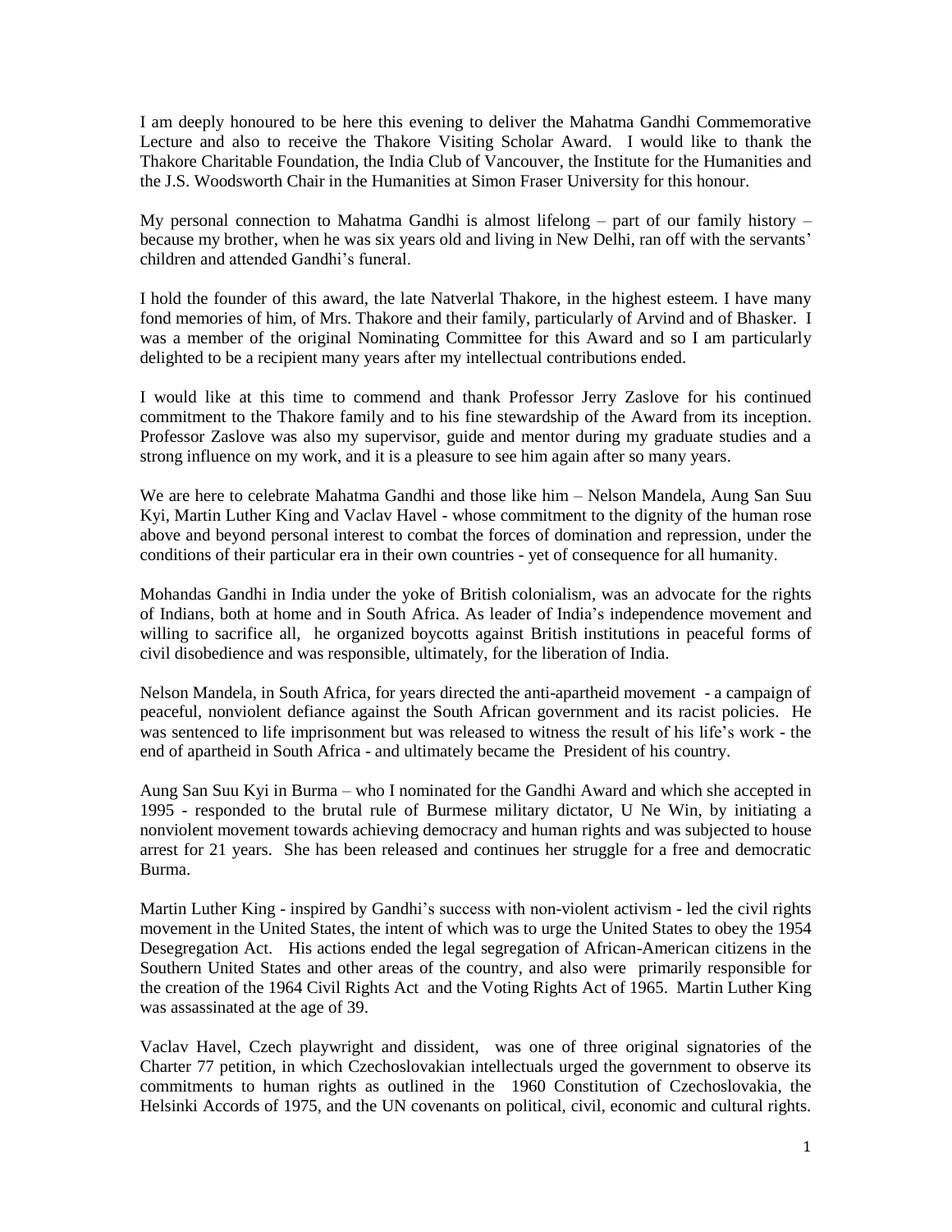I am deeply honoured to be here this evening to deliver the Mahatma Gandhi Commemorative Lecture and also to receive the Thakore Visiting Scholar Award. I would like to thank the Thakore Charitable Foundation, the India Club of Vancouver, the Institute for the Humanities and the J.S. Woodsworth Chair in the Humanities at Simon Fraser University for this honour.

My personal connection to Mahatma Gandhi is almost lifelong – part of our family history – because my brother, when he was six years old and living in New Delhi, ran off with the servants' children and attended Gandhi's funeral.

I hold the founder of this award, the late Natverlal Thakore, in the highest esteem. I have many fond memories of him, of Mrs. Thakore and their family, particularly of Arvind and of Bhasker. I was a member of the original Nominating Committee for this Award and so I am particularly delighted to be a recipient many years after my intellectual contributions ended.

I would like at this time to commend and thank Professor Jerry Zaslove for his continued commitment to the Thakore family and to his fine stewardship of the Award from its inception. Professor Zaslove was also my supervisor, guide and mentor during my graduate studies and a strong influence on my work, and it is a pleasure to see him again after so many years.

We are here to celebrate Mahatma Gandhi and those like him – Nelson Mandela, Aung San Suu Kyi, Martin Luther King and Vaclav Havel - whose commitment to the dignity of the human rose above and beyond personal interest to combat the forces of domination and repression, under the conditions of their particular era in their own countries - yet of consequence for all humanity.

Mohandas Gandhi in India under the yoke of British colonialism, was an advocate for the rights of Indians, both at home and in South Africa. As leader of India's independence movement and willing to sacrifice all, he organized boycotts against British institutions in peaceful forms of civil disobedience and was responsible, ultimately, for the liberation of India.

Nelson Mandela, in South Africa, for years directed the anti-apartheid movement - a campaign of peaceful, nonviolent defiance against the South African government and its racist policies. He was sentenced to life imprisonment but was released to witness the result of his life's work - the end of apartheid in South Africa - and ultimately became the President of his country.

Aung San Suu Kyi in Burma – who I nominated for the Gandhi Award and which she accepted in 1995 - responded to the brutal rule of Burmese military dictator, U Ne Win, by initiating a nonviolent movement towards achieving democracy and human rights and was subjected to house arrest for 21 years. She has been released and continues her struggle for a free and democratic Burma.

Martin Luther King - inspired by Gandhi's success with non-violent activism - led the civil rights movement in the United States, the intent of which was to urge the United States to obey the 1954 Desegregation Act. His actions ended the legal segregation of African-American citizens in the Southern United States and other areas of the country, and also were primarily responsible for the creation of the 1964 Civil Rights Act and the Voting Rights Act of 1965. Martin Luther King was assassinated at the age of 39.

Vaclav Havel, Czech playwright and dissident, was one of three original signatories of the Charter 77 petition, in which Czechoslovakian intellectuals urged the government to observe its commitments to human rights as outlined in the 1960 Constitution of Czechoslovakia, the Helsinki Accords of 1975, and the UN covenants on political, civil, economic and cultural rights.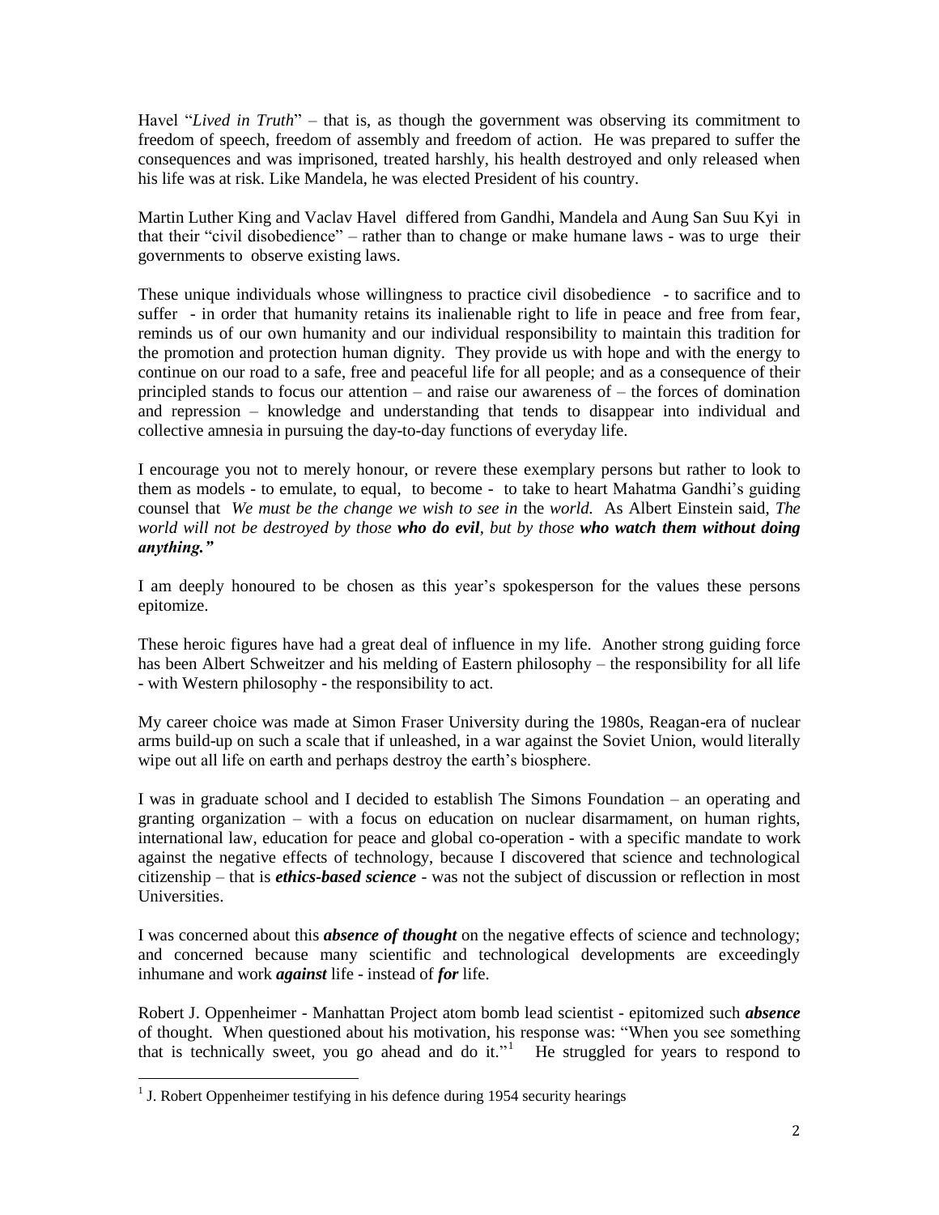Havel "*Lived in Truth*" – that is, as though the government was observing its commitment to freedom of speech, freedom of assembly and freedom of action. He was prepared to suffer the consequences and was imprisoned, treated harshly, his health destroyed and only released when his life was at risk. Like Mandela, he was elected President of his country.

Martin Luther King and Vaclav Havel differed from Gandhi, Mandela and Aung San Suu Kyi in that their "civil disobedience" – rather than to change or make humane laws - was to urge their governments to observe existing laws.

These unique individuals whose willingness to practice civil disobedience - to sacrifice and to suffer - in order that humanity retains its inalienable right to life in peace and free from fear, reminds us of our own humanity and our individual responsibility to maintain this tradition for the promotion and protection human dignity. They provide us with hope and with the energy to continue on our road to a safe, free and peaceful life for all people; and as a consequence of their principled stands to focus our attention – and raise our awareness of – the forces of domination and repression – knowledge and understanding that tends to disappear into individual and collective amnesia in pursuing the day-to-day functions of everyday life.

I encourage you not to merely honour, or revere these exemplary persons but rather to look to them as models - to emulate, to equal, to become - to take to heart Mahatma Gandhi's guiding counsel that *We must be the change we wish to see in* the *world.* As Albert Einstein said, *The world will not be destroyed by those* ***who do evil****, but by those* ***who watch them without doing anything."***

I am deeply honoured to be chosen as this year's spokesperson for the values these persons epitomize.

These heroic figures have had a great deal of influence in my life. Another strong guiding force has been Albert Schweitzer and his melding of Eastern philosophy – the responsibility for all life - with Western philosophy - the responsibility to act.

My career choice was made at Simon Fraser University during the 1980s, Reagan-era of nuclear arms build-up on such a scale that if unleashed, in a war against the Soviet Union, would literally wipe out all life on earth and perhaps destroy the earth's biosphere.

I was in graduate school and I decided to establish The Simons Foundation – an operating and granting organization – with a focus on education on nuclear disarmament, on human rights, international law, education for peace and global co-operation - with a specific mandate to work against the negative effects of technology, because I discovered that science and technological citizenship – that is ***ethics-based science*** - was not the subject of discussion or reflection in most Universities.

I was concerned about this ***absence of thought*** on the negative effects of science and technology; and concerned because many scientific and technological developments are exceedingly inhumane and work ***against*** life - instead of ***for*** life.

Robert J. Oppenheimer - Manhattan Project atom bomb lead scientist - epitomized such ***absence*** of thought. When questioned about his motivation, his response was: "When you see something that is technically sweet, you go ahead and do it."[1] He struggled for years to respond to

---

[1] J. Robert Oppenheimer testifying in his defence during 1954 security hearings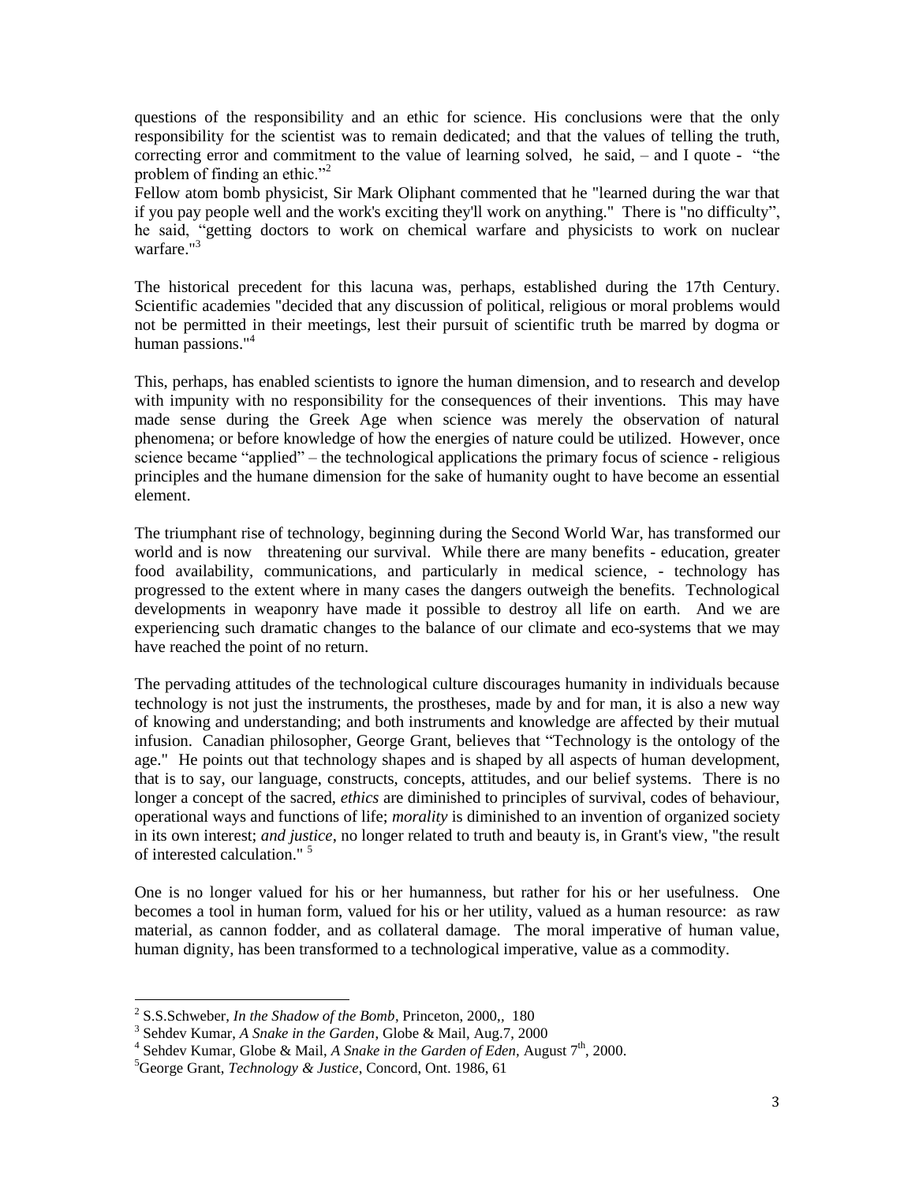questions of the responsibility and an ethic for science. His conclusions were that the only responsibility for the scientist was to remain dedicated; and that the values of telling the truth, correcting error and commitment to the value of learning solved, he said, – and I quote - "the problem of finding an ethic."[2]

Fellow atom bomb physicist, Sir Mark Oliphant commented that he "learned during the war that if you pay people well and the work's exciting they'll work on anything." There is "no difficulty", he said, "getting doctors to work on chemical warfare and physicists to work on nuclear warfare."[3]

The historical precedent for this lacuna was, perhaps, established during the 17th Century. Scientific academies "decided that any discussion of political, religious or moral problems would not be permitted in their meetings, lest their pursuit of scientific truth be marred by dogma or human passions."[4]

This, perhaps, has enabled scientists to ignore the human dimension, and to research and develop with impunity with no responsibility for the consequences of their inventions. This may have made sense during the Greek Age when science was merely the observation of natural phenomena; or before knowledge of how the energies of nature could be utilized. However, once science became "applied" – the technological applications the primary focus of science - religious principles and the humane dimension for the sake of humanity ought to have become an essential element.

The triumphant rise of technology, beginning during the Second World War, has transformed our world and is now threatening our survival. While there are many benefits - education, greater food availability, communications, and particularly in medical science, - technology has progressed to the extent where in many cases the dangers outweigh the benefits. Technological developments in weaponry have made it possible to destroy all life on earth. And we are experiencing such dramatic changes to the balance of our climate and eco-systems that we may have reached the point of no return.

The pervading attitudes of the technological culture discourages humanity in individuals because technology is not just the instruments, the prostheses, made by and for man, it is also a new way of knowing and understanding; and both instruments and knowledge are affected by their mutual infusion. Canadian philosopher, George Grant, believes that "Technology is the ontology of the age." He points out that technology shapes and is shaped by all aspects of human development, that is to say, our language, constructs, concepts, attitudes, and our belief systems. There is no longer a concept of the sacred, *ethics* are diminished to principles of survival, codes of behaviour, operational ways and functions of life; *morality* is diminished to an invention of organized society in its own interest; *and justice*, no longer related to truth and beauty is, in Grant's view, "the result of interested calculation." [5]

One is no longer valued for his or her humanness, but rather for his or her usefulness. One becomes a tool in human form, valued for his or her utility, valued as a human resource: as raw material, as cannon fodder, and as collateral damage. The moral imperative of human value, human dignity, has been transformed to a technological imperative, value as a commodity.

---

[2] S.S.Schweber, *In the Shadow of the Bomb*, Princeton, 2000,, 180

[3] Sehdev Kumar, *A Snake in the Garden*, Globe & Mail, Aug.7, 2000

[4] Sehdev Kumar, Globe & Mail, *A Snake in the Garden of Eden*, August 7th, 2000.

[5] George Grant, *Technology & Justice*, Concord, Ont. 1986, 61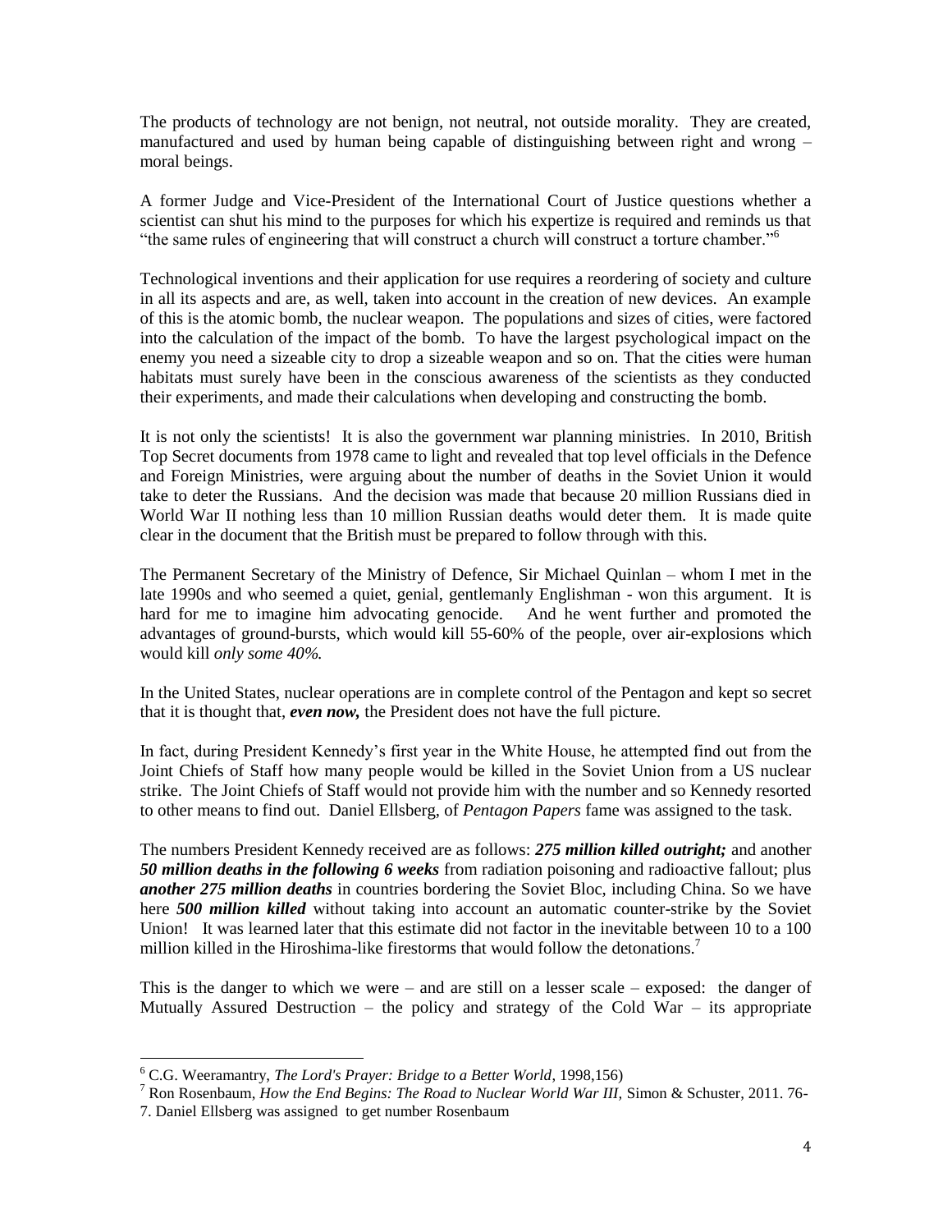The products of technology are not benign, not neutral, not outside morality. They are created, manufactured and used by human being capable of distinguishing between right and wrong – moral beings.

A former Judge and Vice-President of the International Court of Justice questions whether a scientist can shut his mind to the purposes for which his expertize is required and reminds us that "the same rules of engineering that will construct a church will construct a torture chamber."[6]

Technological inventions and their application for use requires a reordering of society and culture in all its aspects and are, as well, taken into account in the creation of new devices. An example of this is the atomic bomb, the nuclear weapon. The populations and sizes of cities, were factored into the calculation of the impact of the bomb. To have the largest psychological impact on the enemy you need a sizeable city to drop a sizeable weapon and so on. That the cities were human habitats must surely have been in the conscious awareness of the scientists as they conducted their experiments, and made their calculations when developing and constructing the bomb.

It is not only the scientists! It is also the government war planning ministries. In 2010, British Top Secret documents from 1978 came to light and revealed that top level officials in the Defence and Foreign Ministries, were arguing about the number of deaths in the Soviet Union it would take to deter the Russians. And the decision was made that because 20 million Russians died in World War II nothing less than 10 million Russian deaths would deter them. It is made quite clear in the document that the British must be prepared to follow through with this.

The Permanent Secretary of the Ministry of Defence, Sir Michael Quinlan – whom I met in the late 1990s and who seemed a quiet, genial, gentlemanly Englishman - won this argument. It is hard for me to imagine him advocating genocide. And he went further and promoted the advantages of ground-bursts, which would kill 55-60% of the people, over air-explosions which would kill *only some 40%.*

In the United States, nuclear operations are in complete control of the Pentagon and kept so secret that it is thought that, ***even now,*** the President does not have the full picture.

In fact, during President Kennedy's first year in the White House, he attempted find out from the Joint Chiefs of Staff how many people would be killed in the Soviet Union from a US nuclear strike. The Joint Chiefs of Staff would not provide him with the number and so Kennedy resorted to other means to find out. Daniel Ellsberg, of *Pentagon Papers* fame was assigned to the task.

The numbers President Kennedy received are as follows: ***275 million killed outright;*** and another ***50 million deaths in the following 6 weeks*** from radiation poisoning and radioactive fallout; plus ***another 275 million deaths*** in countries bordering the Soviet Bloc, including China. So we have here ***500 million killed*** without taking into account an automatic counter-strike by the Soviet Union! It was learned later that this estimate did not factor in the inevitable between 10 to a 100 million killed in the Hiroshima-like firestorms that would follow the detonations.[7]

This is the danger to which we were – and are still on a lesser scale – exposed: the danger of Mutually Assured Destruction – the policy and strategy of the Cold War – its appropriate

---

[6] C.G. Weeramantry, *The Lord's Prayer: Bridge to a Better World,* 1998,156)

[7] Ron Rosenbaum, *How the End Begins: The Road to Nuclear World War III,* Simon & Schuster, 2011. 76-7. Daniel Ellsberg was assigned to get number Rosenbaum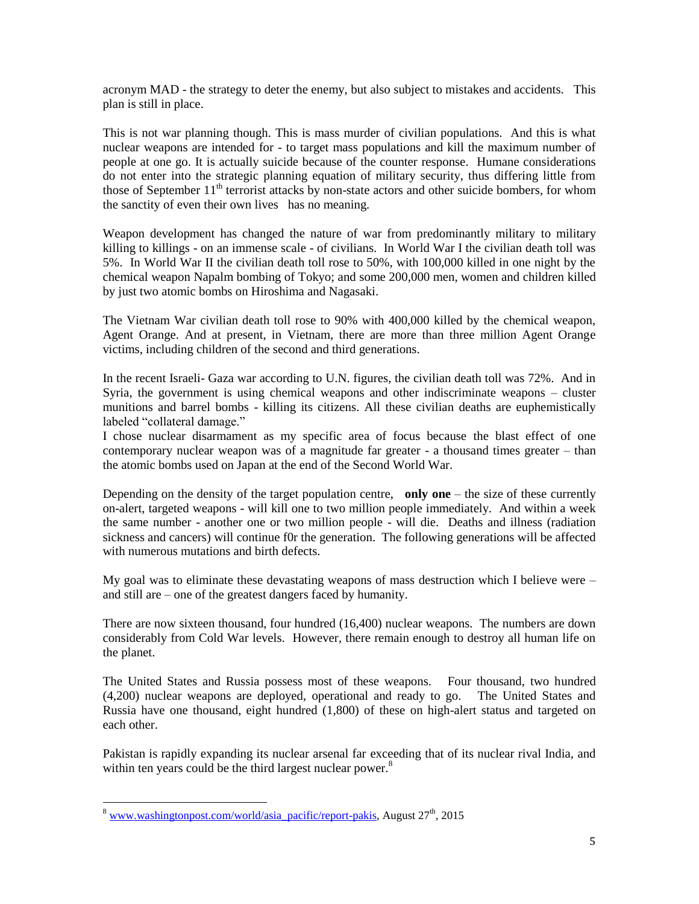acronym MAD - the strategy to deter the enemy, but also subject to mistakes and accidents. This plan is still in place.

This is not war planning though. This is mass murder of civilian populations. And this is what nuclear weapons are intended for - to target mass populations and kill the maximum number of people at one go. It is actually suicide because of the counter response. Humane considerations do not enter into the strategic planning equation of military security, thus differing little from those of September 11th terrorist attacks by non-state actors and other suicide bombers, for whom the sanctity of even their own lives has no meaning.

Weapon development has changed the nature of war from predominantly military to military killing to killings - on an immense scale - of civilians. In World War I the civilian death toll was 5%. In World War II the civilian death toll rose to 50%, with 100,000 killed in one night by the chemical weapon Napalm bombing of Tokyo; and some 200,000 men, women and children killed by just two atomic bombs on Hiroshima and Nagasaki.

The Vietnam War civilian death toll rose to 90% with 400,000 killed by the chemical weapon, Agent Orange. And at present, in Vietnam, there are more than three million Agent Orange victims, including children of the second and third generations.

In the recent Israeli- Gaza war according to U.N. figures, the civilian death toll was 72%. And in Syria, the government is using chemical weapons and other indiscriminate weapons – cluster munitions and barrel bombs - killing its citizens. All these civilian deaths are euphemistically labeled "collateral damage."

I chose nuclear disarmament as my specific area of focus because the blast effect of one contemporary nuclear weapon was of a magnitude far greater - a thousand times greater – than the atomic bombs used on Japan at the end of the Second World War.

Depending on the density of the target population centre, **only one** – the size of these currently on-alert, targeted weapons - will kill one to two million people immediately. And within a week the same number - another one or two million people - will die. Deaths and illness (radiation sickness and cancers) will continue f0r the generation. The following generations will be affected with numerous mutations and birth defects.

My goal was to eliminate these devastating weapons of mass destruction which I believe were – and still are – one of the greatest dangers faced by humanity.

There are now sixteen thousand, four hundred (16,400) nuclear weapons. The numbers are down considerably from Cold War levels. However, there remain enough to destroy all human life on the planet.

The United States and Russia possess most of these weapons. Four thousand, two hundred (4,200) nuclear weapons are deployed, operational and ready to go. The United States and Russia have one thousand, eight hundred (1,800) of these on high-alert status and targeted on each other.

Pakistan is rapidly expanding its nuclear arsenal far exceeding that of its nuclear rival India, and within ten years could be the third largest nuclear power.[8]

---

[8] www.washingtonpost.com/world/asia_pacific/report-pakis, August 27th, 2015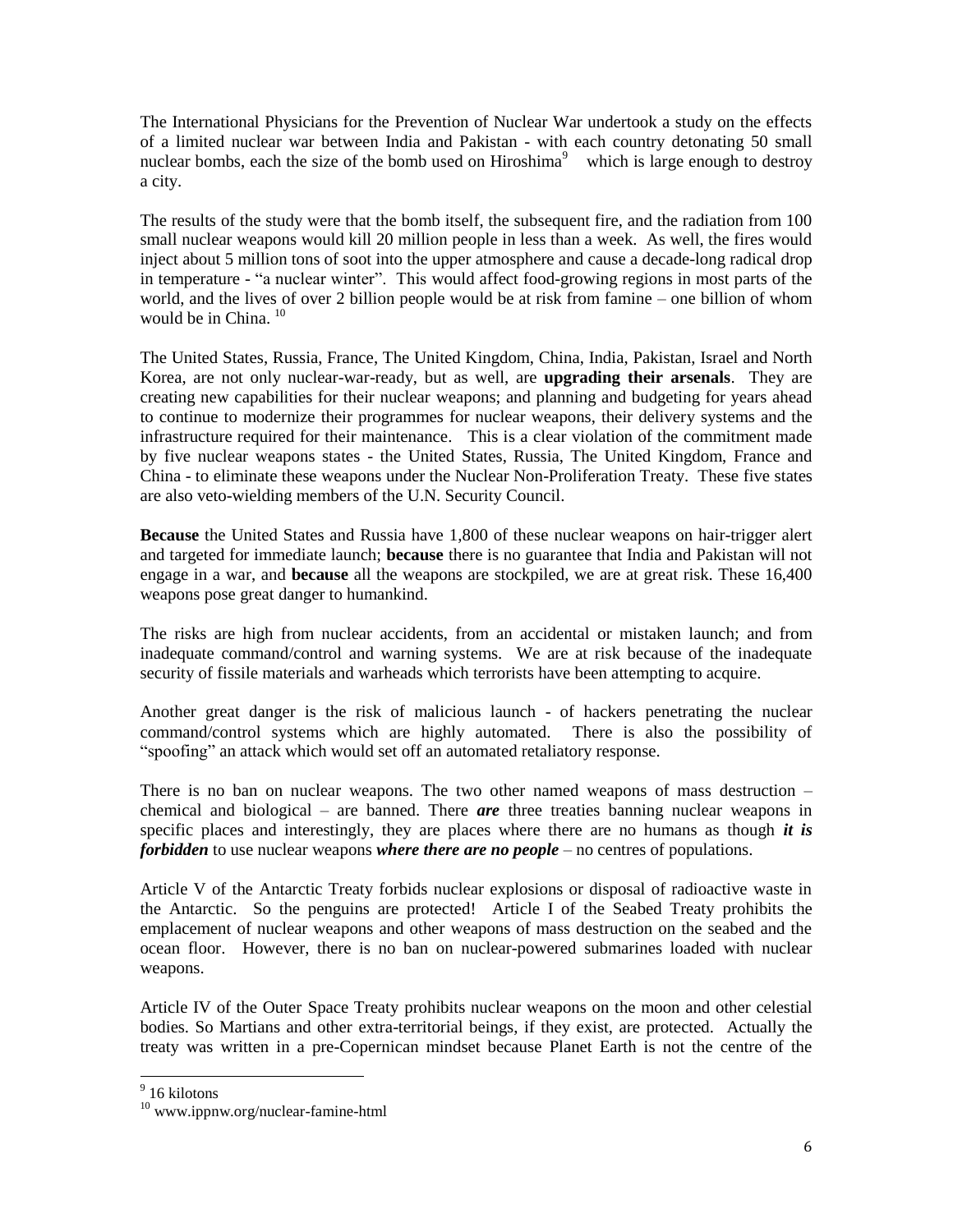The International Physicians for the Prevention of Nuclear War undertook a study on the effects of a limited nuclear war between India and Pakistan - with each country detonating 50 small nuclear bombs, each the size of the bomb used on Hiroshima[9] which is large enough to destroy a city.

The results of the study were that the bomb itself, the subsequent fire, and the radiation from 100 small nuclear weapons would kill 20 million people in less than a week. As well, the fires would inject about 5 million tons of soot into the upper atmosphere and cause a decade-long radical drop in temperature - "a nuclear winter". This would affect food-growing regions in most parts of the world, and the lives of over 2 billion people would be at risk from famine – one billion of whom would be in China. [10]

The United States, Russia, France, The United Kingdom, China, India, Pakistan, Israel and North Korea, are not only nuclear-war-ready, but as well, are **upgrading their arsenals**. They are creating new capabilities for their nuclear weapons; and planning and budgeting for years ahead to continue to modernize their programmes for nuclear weapons, their delivery systems and the infrastructure required for their maintenance. This is a clear violation of the commitment made by five nuclear weapons states - the United States, Russia, The United Kingdom, France and China - to eliminate these weapons under the Nuclear Non-Proliferation Treaty. These five states are also veto-wielding members of the U.N. Security Council.

**Because** the United States and Russia have 1,800 of these nuclear weapons on hair-trigger alert and targeted for immediate launch; **because** there is no guarantee that India and Pakistan will not engage in a war, and **because** all the weapons are stockpiled, we are at great risk. These 16,400 weapons pose great danger to humankind.

The risks are high from nuclear accidents, from an accidental or mistaken launch; and from inadequate command/control and warning systems. We are at risk because of the inadequate security of fissile materials and warheads which terrorists have been attempting to acquire.

Another great danger is the risk of malicious launch - of hackers penetrating the nuclear command/control systems which are highly automated. There is also the possibility of "spoofing" an attack which would set off an automated retaliatory response.

There is no ban on nuclear weapons. The two other named weapons of mass destruction – chemical and biological – are banned. There ***are*** three treaties banning nuclear weapons in specific places and interestingly, they are places where there are no humans as though ***it is forbidden*** to use nuclear weapons ***where there are no people*** – no centres of populations.

Article V of the Antarctic Treaty forbids nuclear explosions or disposal of radioactive waste in the Antarctic. So the penguins are protected! Article I of the Seabed Treaty prohibits the emplacement of nuclear weapons and other weapons of mass destruction on the seabed and the ocean floor. However, there is no ban on nuclear-powered submarines loaded with nuclear weapons.

Article IV of the Outer Space Treaty prohibits nuclear weapons on the moon and other celestial bodies. So Martians and other extra-territorial beings, if they exist, are protected. Actually the treaty was written in a pre-Copernican mindset because Planet Earth is not the centre of the

---

[9] 16 kilotons

[10] www.ippnw.org/nuclear-famine-html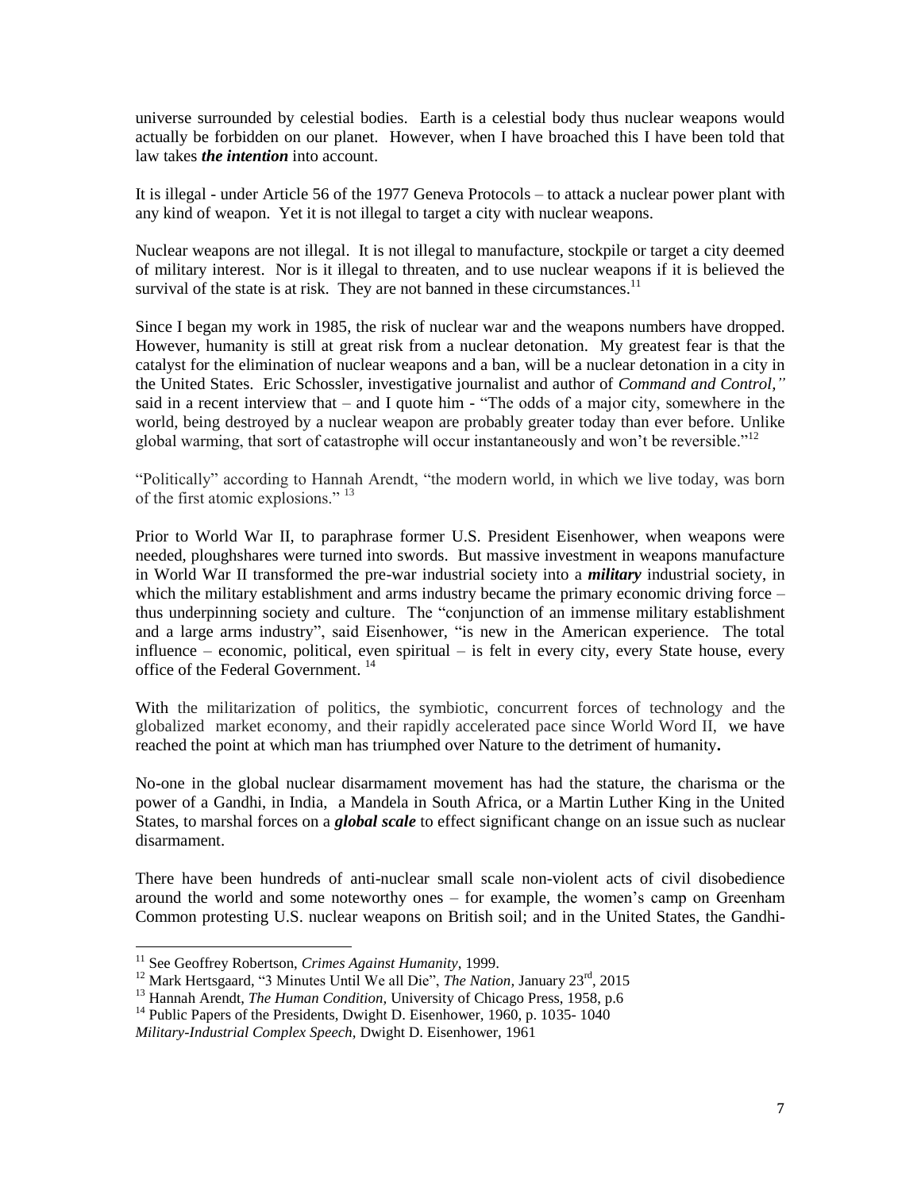universe surrounded by celestial bodies. Earth is a celestial body thus nuclear weapons would actually be forbidden on our planet. However, when I have broached this I have been told that law takes ***the intention*** into account.

It is illegal - under Article 56 of the 1977 Geneva Protocols – to attack a nuclear power plant with any kind of weapon. Yet it is not illegal to target a city with nuclear weapons.

Nuclear weapons are not illegal. It is not illegal to manufacture, stockpile or target a city deemed of military interest. Nor is it illegal to threaten, and to use nuclear weapons if it is believed the survival of the state is at risk. They are not banned in these circumstances.[11]

Since I began my work in 1985, the risk of nuclear war and the weapons numbers have dropped. However, humanity is still at great risk from a nuclear detonation. My greatest fear is that the catalyst for the elimination of nuclear weapons and a ban, will be a nuclear detonation in a city in the United States. Eric Schossler, investigative journalist and author of *Command and Control,"* said in a recent interview that – and I quote him - "The odds of a major city, somewhere in the world, being destroyed by a nuclear weapon are probably greater today than ever before. Unlike global warming, that sort of catastrophe will occur instantaneously and won't be reversible."[12]

"Politically" according to Hannah Arendt, "the modern world, in which we live today, was born of the first atomic explosions." [13]

Prior to World War II, to paraphrase former U.S. President Eisenhower, when weapons were needed, ploughshares were turned into swords. But massive investment in weapons manufacture in World War II transformed the pre-war industrial society into a ***military*** industrial society, in which the military establishment and arms industry became the primary economic driving force – thus underpinning society and culture. The "conjunction of an immense military establishment and a large arms industry", said Eisenhower, "is new in the American experience. The total influence – economic, political, even spiritual – is felt in every city, every State house, every office of the Federal Government. [14]

With the militarization of politics, the symbiotic, concurrent forces of technology and the globalized market economy, and their rapidly accelerated pace since World Word II, we have reached the point at which man has triumphed over Nature to the detriment of humanity**.**

No-one in the global nuclear disarmament movement has had the stature, the charisma or the power of a Gandhi, in India, a Mandela in South Africa, or a Martin Luther King in the United States, to marshal forces on a ***global scale*** to effect significant change on an issue such as nuclear disarmament.

There have been hundreds of anti-nuclear small scale non-violent acts of civil disobedience around the world and some noteworthy ones – for example, the women's camp on Greenham Common protesting U.S. nuclear weapons on British soil; and in the United States, the Gandhi-

---

[11] See Geoffrey Robertson, *Crimes Against Humanity*, 1999.

[12] Mark Hertsgaard, "3 Minutes Until We all Die", *The Nation*, January 23rd, 2015

[13] Hannah Arendt, *The Human Condition*, University of Chicago Press, 1958, p.6

[14] Public Papers of the Presidents, Dwight D. Eisenhower, 1960, p. 1035- 1040
*Military-Industrial Complex Speech*, Dwight D. Eisenhower, 1961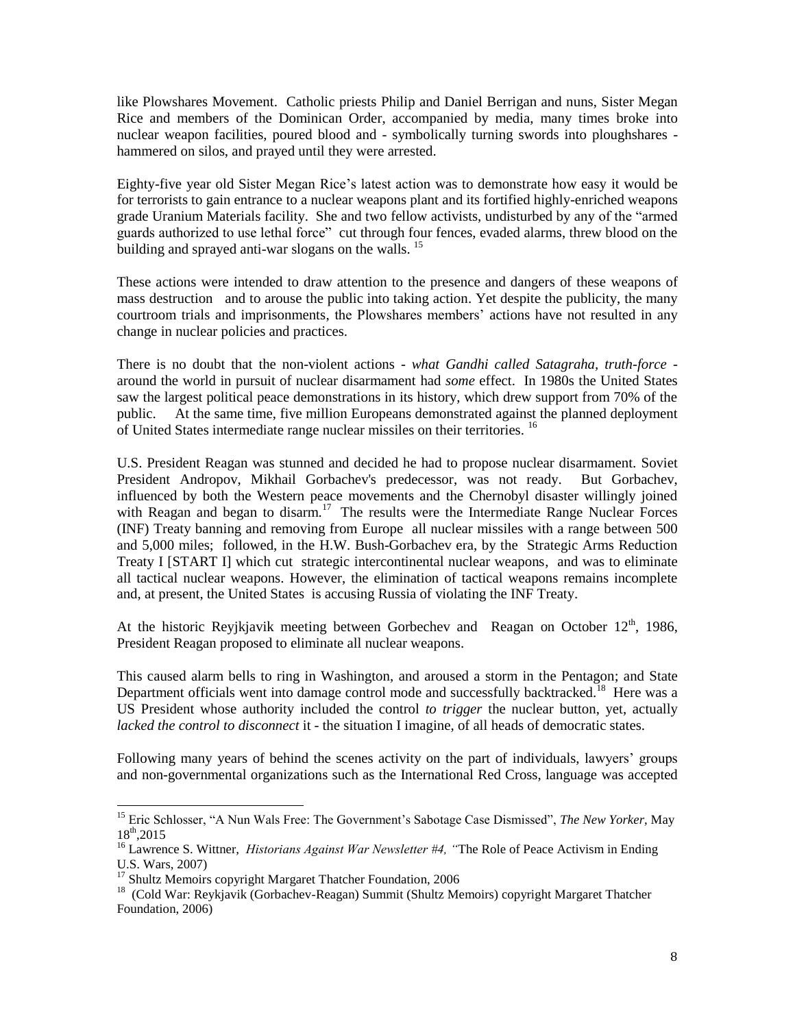like Plowshares Movement. Catholic priests Philip and Daniel Berrigan and nuns, Sister Megan Rice and members of the Dominican Order, accompanied by media, many times broke into nuclear weapon facilities, poured blood and - symbolically turning swords into ploughshares - hammered on silos, and prayed until they were arrested.

Eighty-five year old Sister Megan Rice's latest action was to demonstrate how easy it would be for terrorists to gain entrance to a nuclear weapons plant and its fortified highly-enriched weapons grade Uranium Materials facility. She and two fellow activists, undisturbed by any of the "armed guards authorized to use lethal force" cut through four fences, evaded alarms, threw blood on the building and sprayed anti-war slogans on the walls. [15]

These actions were intended to draw attention to the presence and dangers of these weapons of mass destruction and to arouse the public into taking action. Yet despite the publicity, the many courtroom trials and imprisonments, the Plowshares members' actions have not resulted in any change in nuclear policies and practices.

There is no doubt that the non-violent actions - *what Gandhi called Satagraha, truth-force* - around the world in pursuit of nuclear disarmament had *some* effect. In 1980s the United States saw the largest political peace demonstrations in its history, which drew support from 70% of the public. At the same time, five million Europeans demonstrated against the planned deployment of United States intermediate range nuclear missiles on their territories. [16]

U.S. President Reagan was stunned and decided he had to propose nuclear disarmament. Soviet President Andropov, Mikhail Gorbachev's predecessor, was not ready. But Gorbachev, influenced by both the Western peace movements and the Chernobyl disaster willingly joined with Reagan and began to disarm.[17] The results were the Intermediate Range Nuclear Forces (INF) Treaty banning and removing from Europe all nuclear missiles with a range between 500 and 5,000 miles; followed, in the H.W. Bush-Gorbachev era, by the Strategic Arms Reduction Treaty I [START I] which cut strategic intercontinental nuclear weapons, and was to eliminate all tactical nuclear weapons. However, the elimination of tactical weapons remains incomplete and, at present, the United States is accusing Russia of violating the INF Treaty.

At the historic Reyjkjavik meeting between Gorbechev and Reagan on October 12th, 1986, President Reagan proposed to eliminate all nuclear weapons.

This caused alarm bells to ring in Washington, and aroused a storm in the Pentagon; and State Department officials went into damage control mode and successfully backtracked.[18] Here was a US President whose authority included the control *to trigger* the nuclear button, yet, actually *lacked the control to disconnect* it - the situation I imagine, of all heads of democratic states.

Following many years of behind the scenes activity on the part of individuals, lawyers' groups and non-governmental organizations such as the International Red Cross, language was accepted

---

[15] Eric Schlosser, "A Nun Wals Free: The Government's Sabotage Case Dismissed", *The New Yorker*, May 18th,2015

[16] Lawrence S. Wittner, *Historians Against War Newsletter #4, "*The Role of Peace Activism in Ending U.S. Wars, 2007)

[17] Shultz Memoirs copyright Margaret Thatcher Foundation, 2006

[18] (Cold War: Reykjavik (Gorbachev-Reagan) Summit (Shultz Memoirs) copyright Margaret Thatcher Foundation, 2006)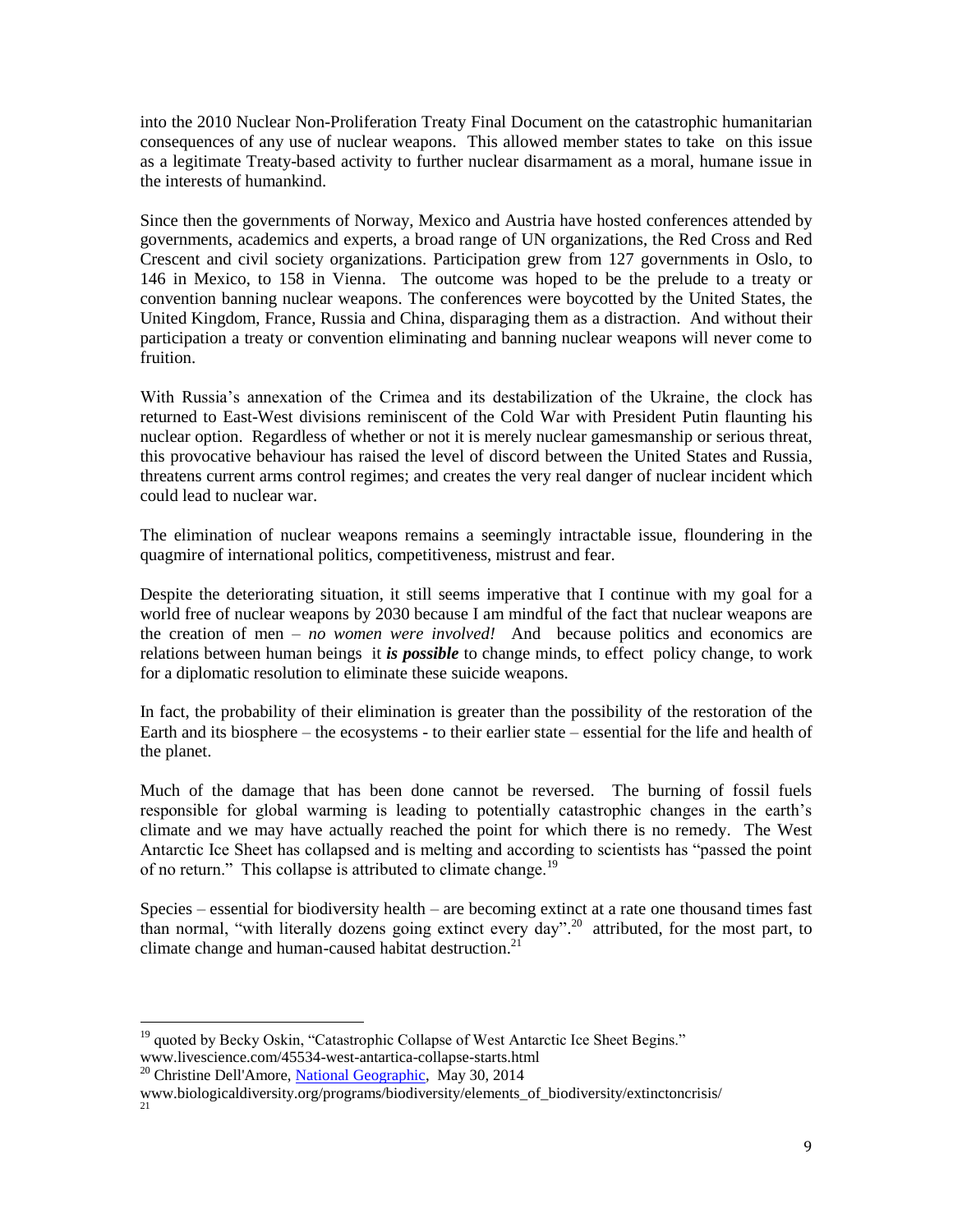into the 2010 Nuclear Non-Proliferation Treaty Final Document on the catastrophic humanitarian consequences of any use of nuclear weapons. This allowed member states to take on this issue as a legitimate Treaty-based activity to further nuclear disarmament as a moral, humane issue in the interests of humankind.

Since then the governments of Norway, Mexico and Austria have hosted conferences attended by governments, academics and experts, a broad range of UN organizations, the Red Cross and Red Crescent and civil society organizations. Participation grew from 127 governments in Oslo, to 146 in Mexico, to 158 in Vienna. The outcome was hoped to be the prelude to a treaty or convention banning nuclear weapons. The conferences were boycotted by the United States, the United Kingdom, France, Russia and China, disparaging them as a distraction. And without their participation a treaty or convention eliminating and banning nuclear weapons will never come to fruition.

With Russia's annexation of the Crimea and its destabilization of the Ukraine, the clock has returned to East-West divisions reminiscent of the Cold War with President Putin flaunting his nuclear option. Regardless of whether or not it is merely nuclear gamesmanship or serious threat, this provocative behaviour has raised the level of discord between the United States and Russia, threatens current arms control regimes; and creates the very real danger of nuclear incident which could lead to nuclear war.

The elimination of nuclear weapons remains a seemingly intractable issue, floundering in the quagmire of international politics, competitiveness, mistrust and fear.

Despite the deteriorating situation, it still seems imperative that I continue with my goal for a world free of nuclear weapons by 2030 because I am mindful of the fact that nuclear weapons are the creation of men – *no women were involved!* And because politics and economics are relations between human beings it ***is possible*** to change minds, to effect policy change, to work for a diplomatic resolution to eliminate these suicide weapons.

In fact, the probability of their elimination is greater than the possibility of the restoration of the Earth and its biosphere – the ecosystems - to their earlier state – essential for the life and health of the planet.

Much of the damage that has been done cannot be reversed. The burning of fossil fuels responsible for global warming is leading to potentially catastrophic changes in the earth's climate and we may have actually reached the point for which there is no remedy. The West Antarctic Ice Sheet has collapsed and is melting and according to scientists has "passed the point of no return." This collapse is attributed to climate change.[19]

Species – essential for biodiversity health – are becoming extinct at a rate one thousand times fast than normal, "with literally dozens going extinct every day".[20] attributed, for the most part, to climate change and human-caused habitat destruction.[21]

---

[19] quoted by Becky Oskin, "Catastrophic Collapse of West Antarctic Ice Sheet Begins." www.livescience.com/45534-west-antartica-collapse-starts.html

[20] Christine Dell'Amore, National Geographic, May 30, 2014 www.biologicaldiversity.org/programs/biodiversity/elements_of_biodiversity/extinctoncrisis/

[21]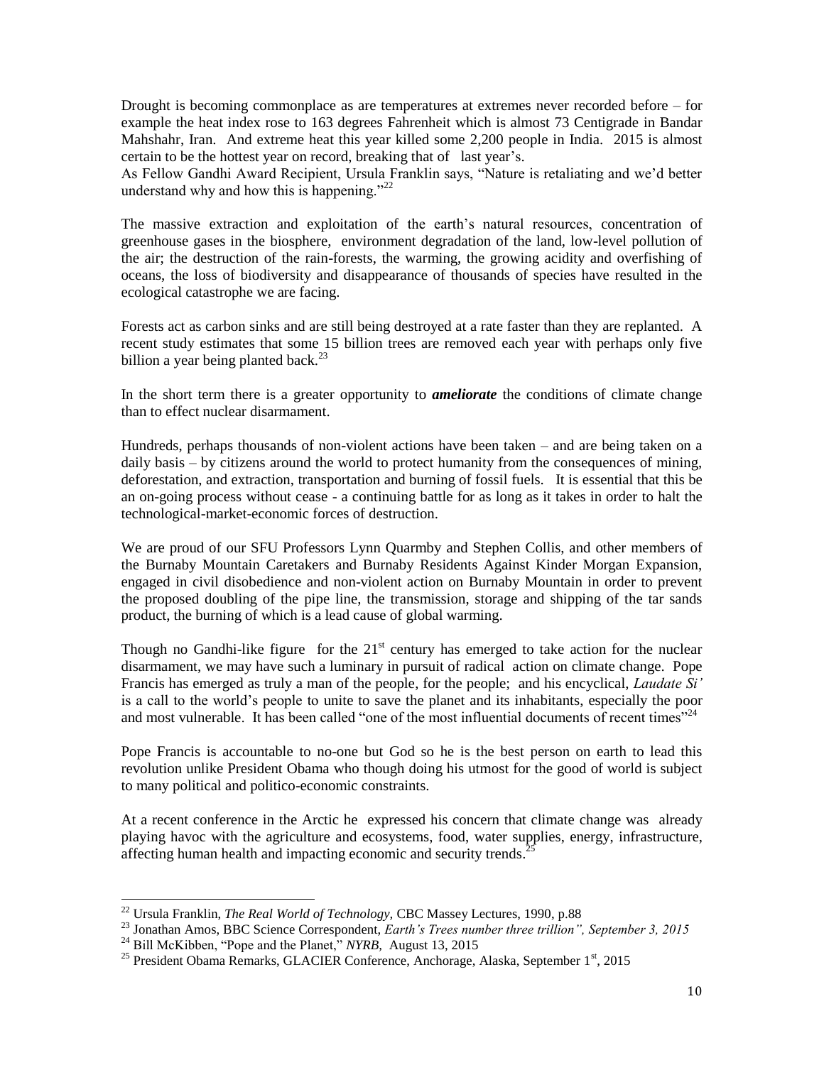Drought is becoming commonplace as are temperatures at extremes never recorded before – for example the heat index rose to 163 degrees Fahrenheit which is almost 73 Centigrade in Bandar Mahshahr, Iran. And extreme heat this year killed some 2,200 people in India. 2015 is almost certain to be the hottest year on record, breaking that of last year's.
As Fellow Gandhi Award Recipient, Ursula Franklin says, "Nature is retaliating and we'd better understand why and how this is happening."[22]

The massive extraction and exploitation of the earth's natural resources, concentration of greenhouse gases in the biosphere, environment degradation of the land, low-level pollution of the air; the destruction of the rain-forests, the warming, the growing acidity and overfishing of oceans, the loss of biodiversity and disappearance of thousands of species have resulted in the ecological catastrophe we are facing.

Forests act as carbon sinks and are still being destroyed at a rate faster than they are replanted. A recent study estimates that some 15 billion trees are removed each year with perhaps only five billion a year being planted back.[23]

In the short term there is a greater opportunity to ***ameliorate*** the conditions of climate change than to effect nuclear disarmament.

Hundreds, perhaps thousands of non-violent actions have been taken – and are being taken on a daily basis – by citizens around the world to protect humanity from the consequences of mining, deforestation, and extraction, transportation and burning of fossil fuels. It is essential that this be an on-going process without cease - a continuing battle for as long as it takes in order to halt the technological-market-economic forces of destruction.

We are proud of our SFU Professors Lynn Quarmby and Stephen Collis, and other members of the Burnaby Mountain Caretakers and Burnaby Residents Against Kinder Morgan Expansion, engaged in civil disobedience and non-violent action on Burnaby Mountain in order to prevent the proposed doubling of the pipe line, the transmission, storage and shipping of the tar sands product, the burning of which is a lead cause of global warming.

Though no Gandhi-like figure for the 21st century has emerged to take action for the nuclear disarmament, we may have such a luminary in pursuit of radical action on climate change. Pope Francis has emerged as truly a man of the people, for the people; and his encyclical, *Laudate Si'* is a call to the world's people to unite to save the planet and its inhabitants, especially the poor and most vulnerable. It has been called "one of the most influential documents of recent times"[24]

Pope Francis is accountable to no-one but God so he is the best person on earth to lead this revolution unlike President Obama who though doing his utmost for the good of world is subject to many political and politico-economic constraints.

At a recent conference in the Arctic he expressed his concern that climate change was already playing havoc with the agriculture and ecosystems, food, water supplies, energy, infrastructure, affecting human health and impacting economic and security trends.[25]

---

[22] Ursula Franklin, *The Real World of Technology,* CBC Massey Lectures, 1990, p.88

[23] Jonathan Amos, BBC Science Correspondent, *Earth's Trees number three trillion", September 3, 2015*

[24] Bill McKibben, "Pope and the Planet," *NYRB,* August 13, 2015

[25] President Obama Remarks, GLACIER Conference, Anchorage, Alaska, September 1st, 2015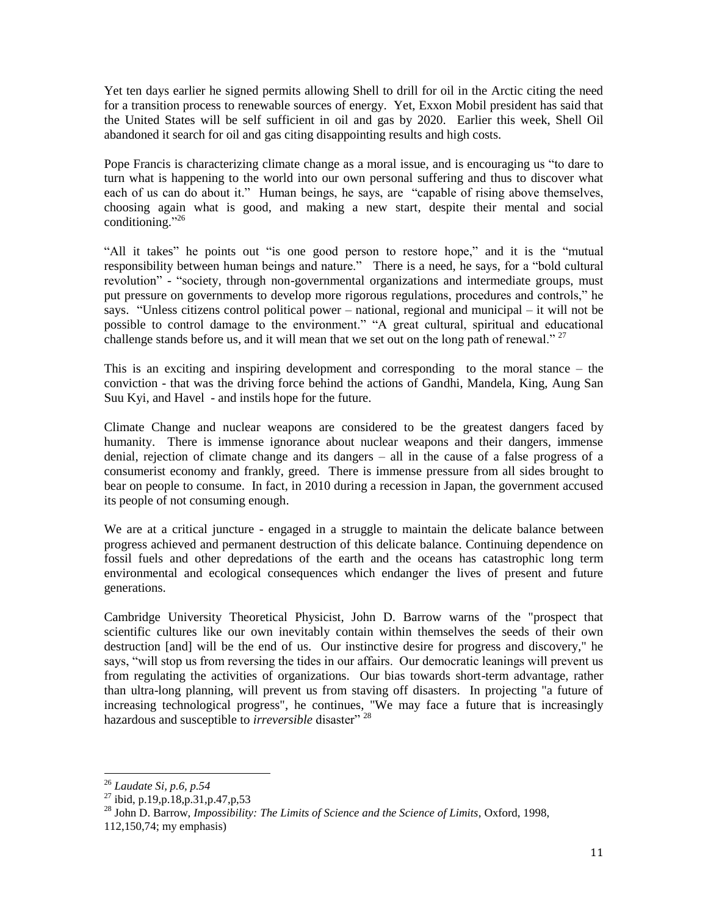Yet ten days earlier he signed permits allowing Shell to drill for oil in the Arctic citing the need for a transition process to renewable sources of energy. Yet, Exxon Mobil president has said that the United States will be self sufficient in oil and gas by 2020. Earlier this week, Shell Oil abandoned it search for oil and gas citing disappointing results and high costs.

Pope Francis is characterizing climate change as a moral issue, and is encouraging us "to dare to turn what is happening to the world into our own personal suffering and thus to discover what each of us can do about it." Human beings, he says, are "capable of rising above themselves, choosing again what is good, and making a new start, despite their mental and social conditioning."[26]

"All it takes" he points out "is one good person to restore hope," and it is the "mutual responsibility between human beings and nature." There is a need, he says, for a "bold cultural revolution" - "society, through non-governmental organizations and intermediate groups, must put pressure on governments to develop more rigorous regulations, procedures and controls," he says. "Unless citizens control political power – national, regional and municipal – it will not be possible to control damage to the environment." "A great cultural, spiritual and educational challenge stands before us, and it will mean that we set out on the long path of renewal." [27]

This is an exciting and inspiring development and corresponding to the moral stance – the conviction - that was the driving force behind the actions of Gandhi, Mandela, King, Aung San Suu Kyi, and Havel - and instils hope for the future.

Climate Change and nuclear weapons are considered to be the greatest dangers faced by humanity. There is immense ignorance about nuclear weapons and their dangers, immense denial, rejection of climate change and its dangers – all in the cause of a false progress of a consumerist economy and frankly, greed. There is immense pressure from all sides brought to bear on people to consume. In fact, in 2010 during a recession in Japan, the government accused its people of not consuming enough.

We are at a critical juncture - engaged in a struggle to maintain the delicate balance between progress achieved and permanent destruction of this delicate balance. Continuing dependence on fossil fuels and other depredations of the earth and the oceans has catastrophic long term environmental and ecological consequences which endanger the lives of present and future generations.

Cambridge University Theoretical Physicist, John D. Barrow warns of the "prospect that scientific cultures like our own inevitably contain within themselves the seeds of their own destruction [and] will be the end of us. Our instinctive desire for progress and discovery," he says, "will stop us from reversing the tides in our affairs. Our democratic leanings will prevent us from regulating the activities of organizations. Our bias towards short-term advantage, rather than ultra-long planning, will prevent us from staving off disasters. In projecting "a future of increasing technological progress", he continues, "We may face a future that is increasingly hazardous and susceptible to *irreversible* disaster" [28]

---

[26] *Laudate Si, p.6, p.54*

[27] ibid, p.19,p.18,p.31,p.47,p,53

[28] John D. Barrow, *Impossibility: The Limits of Science and the Science of Limits*, Oxford, 1998, 112,150,74; my emphasis)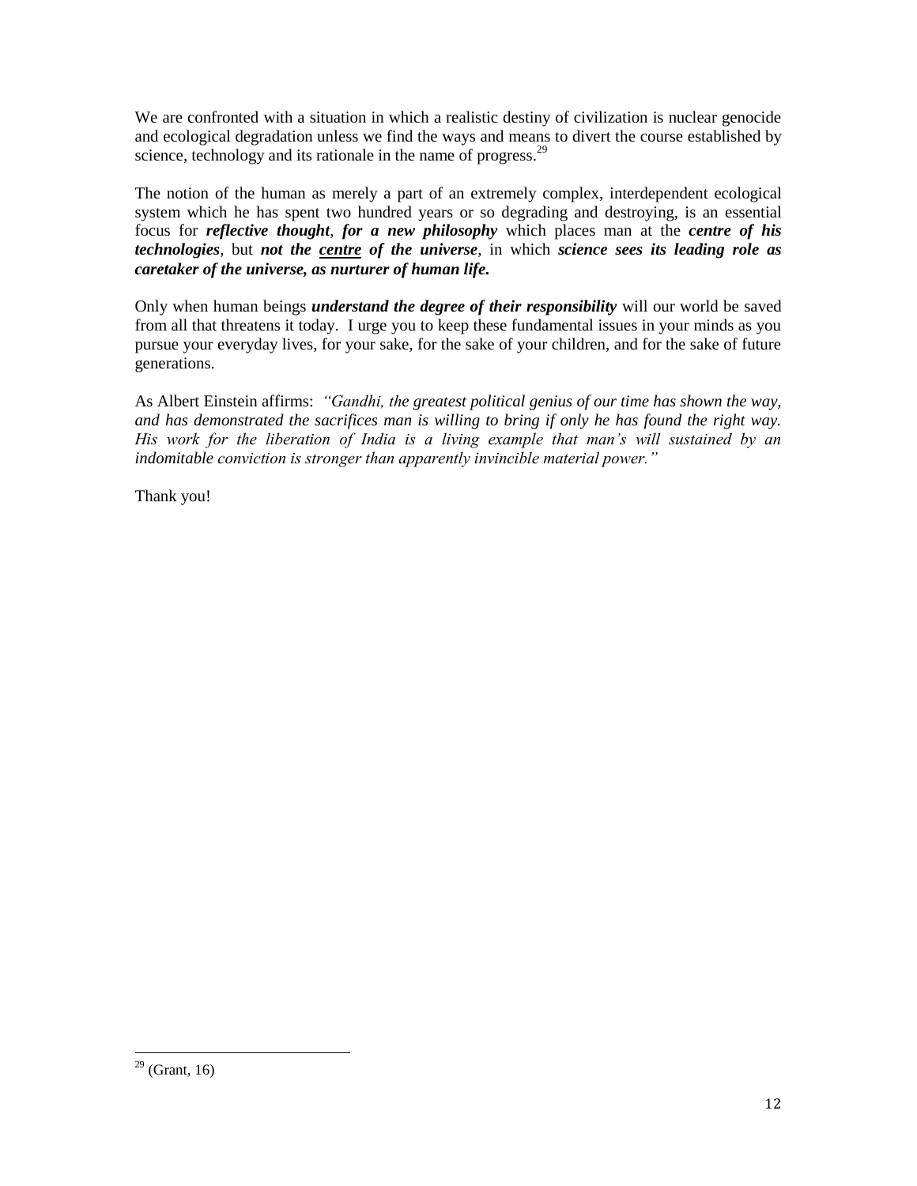We are confronted with a situation in which a realistic destiny of civilization is nuclear genocide and ecological degradation unless we find the ways and means to divert the course established by science, technology and its rationale in the name of progress.[29]

The notion of the human as merely a part of an extremely complex, interdependent ecological system which he has spent two hundred years or so degrading and destroying, is an essential focus for ***reflective thought***, ***for a new philosophy*** which places man at the ***centre of his technologies***, but ***not the <u>centre</u> of the universe***, in which ***science sees its leading role as caretaker of the universe, as nurturer of human life.***

Only when human beings ***understand the degree of their responsibility*** will our world be saved from all that threatens it today. I urge you to keep these fundamental issues in your minds as you pursue your everyday lives, for your sake, for the sake of your children, and for the sake of future generations.

As Albert Einstein affirms: *"Gandhi, the greatest political genius of our time has shown the way, and has demonstrated the sacrifices man is willing to bring if only he has found the right way. His work for the liberation of India is a living example that man's will sustained by an indomitable conviction is stronger than apparently invincible material power."*

Thank you!

---

[29] (Grant, 16)